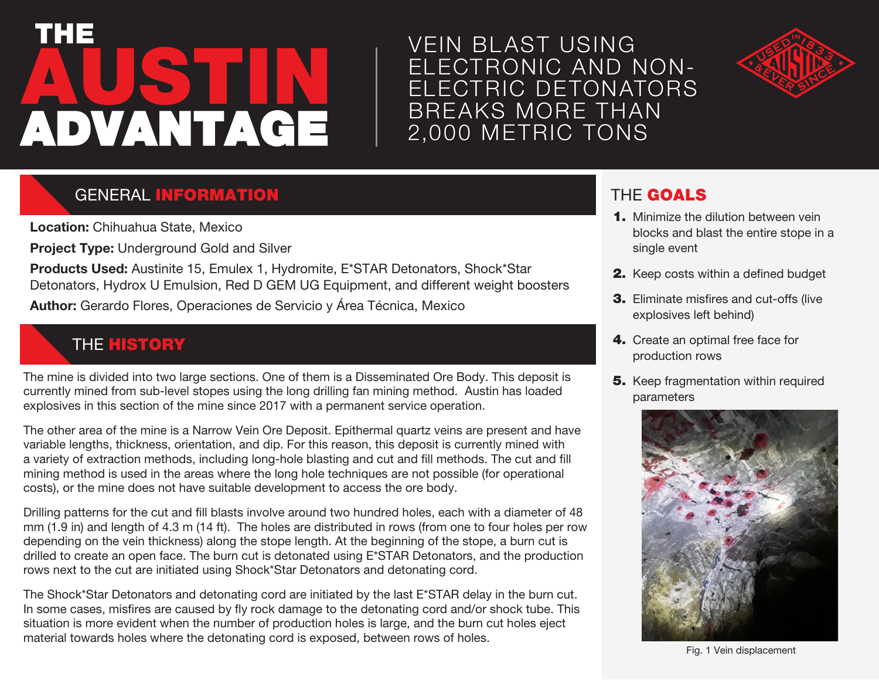# THE AUSTIN ADVANTAGE

# VEIN BLAST USING ELECTRONIC AND NON-ELECTRIC DETONATORS BREAKS MORE THAN 2,000 METRIC TONS

## GENERAL INFORMATION

**Location:** Chihuahua State, Mexico

**Project Type:** Underground Gold and Silver

**Products Used:** Austinite 15, Emulex 1, Hydromite, E*STAR Detonators, Shock*Star Detonators, Hydrox U Emulsion, Red D GEM UG Equipment, and different weight boosters

**Author:** Gerardo Flores, Operaciones de Servicio y Área Técnica, Mexico

## THE HISTORY

The mine is divided into two large sections. One of them is a Disseminated Ore Body. This deposit is currently mined from sub-level stopes using the long drilling fan mining method. Austin has loaded explosives in this section of the mine since 2017 with a permanent service operation.

The other area of the mine is a Narrow Vein Ore Deposit. Epithermal quartz veins are present and have variable lengths, thickness, orientation, and dip. For this reason, this deposit is currently mined with a variety of extraction methods, including long-hole blasting and cut and fill methods. The cut and fill mining method is used in the areas where the long hole techniques are not possible (for operational costs), or the mine does not have suitable development to access the ore body.

Drilling patterns for the cut and fill blasts involve around two hundred holes, each with a diameter of 48 mm (1.9 in) and length of 4.3 m (14 ft). The holes are distributed in rows (from one to four holes per row depending on the vein thickness) along the stope length. At the beginning of the stope, a burn cut is drilled to create an open face. The burn cut is detonated using E*STAR Detonators, and the production rows next to the cut are initiated using Shock*Star Detonators and detonating cord.

The Shock*Star Detonators and detonating cord are initiated by the last E*STAR delay in the burn cut. In some cases, misfires are caused by fly rock damage to the detonating cord and/or shock tube. This situation is more evident when the number of production holes is large, and the burn cut holes eject material towards holes where the detonating cord is exposed, between rows of holes.

## THE GOALS

1. Minimize the dilution between vein blocks and blast the entire stope in a single event
2. Keep costs within a defined budget
3. Eliminate misfires and cut-offs (live explosives left behind)
4. Create an optimal free face for production rows
5. Keep fragmentation within required parameters

Fig. 1 Vein displacement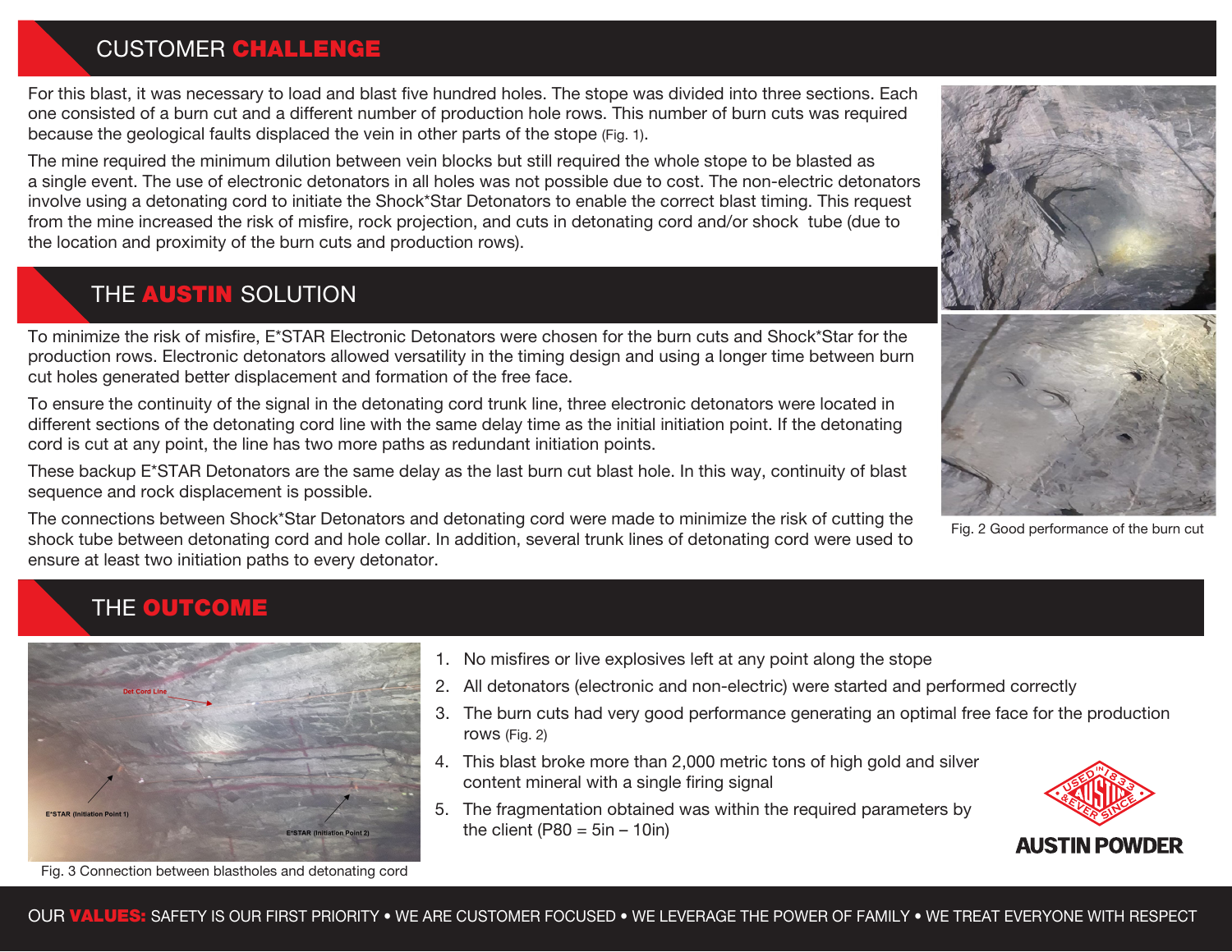## CUSTOMER CHALLENGE

For this blast, it was necessary to load and blast five hundred holes. The stope was divided into three sections. Each one consisted of a burn cut and a different number of production hole rows. This number of burn cuts was required because the geological faults displaced the vein in other parts of the stope (Fig. 1).

The mine required the minimum dilution between vein blocks but still required the whole stope to be blasted as a single event. The use of electronic detonators in all holes was not possible due to cost. The non-electric detonators involve using a detonating cord to initiate the Shock*Star Detonators to enable the correct blast timing. This request from the mine increased the risk of misfire, rock projection, and cuts in detonating cord and/or shock tube (due to the location and proximity of the burn cuts and production rows).

## THE AUSTIN SOLUTION

To minimize the risk of misfire, E*STAR Electronic Detonators were chosen for the burn cuts and Shock*Star for the production rows. Electronic detonators allowed versatility in the timing design and using a longer time between burn cut holes generated better displacement and formation of the free face.

To ensure the continuity of the signal in the detonating cord trunk line, three electronic detonators were located in different sections of the detonating cord line with the same delay time as the initial initiation point. If the detonating cord is cut at any point, the line has two more paths as redundant initiation points.

These backup E*STAR Detonators are the same delay as the last burn cut blast hole. In this way, continuity of blast sequence and rock displacement is possible.

The connections between Shock*Star Detonators and detonating cord were made to minimize the risk of cutting the shock tube between detonating cord and hole collar. In addition, several trunk lines of detonating cord were used to ensure at least two initiation paths to every detonator.

Fig. 2 Good performance of the burn cut

## THE OUTCOME

Det Cord Line

E*STAR (Initiation Point 1)

E*STAR (Initiation Point 2)

Fig. 3 Connection between blastholes and detonating cord

1. No misfires or live explosives left at any point along the stope
2. All detonators (electronic and non-electric) were started and performed correctly
3. The burn cuts had very good performance generating an optimal free face for the production rows (Fig. 2)
4. This blast broke more than 2,000 metric tons of high gold and silver content mineral with a single firing signal
5. The fragmentation obtained was within the required parameters by the client (P80 = 5in – 10in)

AUSTIN POWDER

OUR VALUES: SAFETY IS OUR FIRST PRIORITY • WE ARE CUSTOMER FOCUSED • WE LEVERAGE THE POWER OF FAMILY • WE TREAT EVERYONE WITH RESPECT